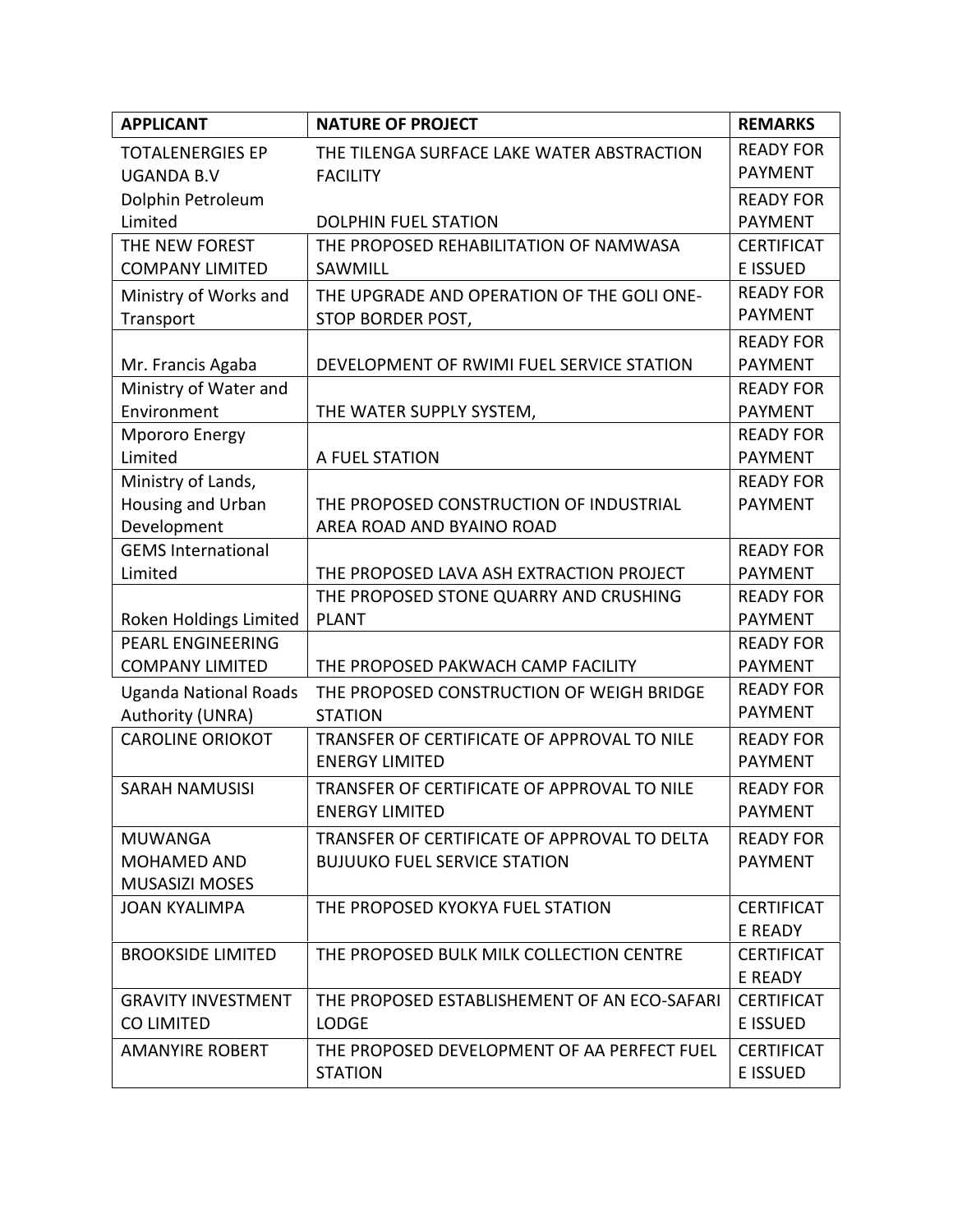| APPLICANT | NATURE OF PROJECT | REMARKS |
| --- | --- | --- |
| TOTALENERGIES EP UGANDA B.V | THE TILENGA SURFACE LAKE WATER ABSTRACTION FACILITY | READY FOR PAYMENT |
| Dolphin Petroleum Limited | DOLPHIN FUEL STATION | READY FOR PAYMENT |
| THE NEW FOREST COMPANY LIMITED | THE PROPOSED REHABILITATION OF NAMWASA SAWMILL | CERTIFICATE ISSUED |
| Ministry of Works and Transport | THE UPGRADE AND OPERATION OF THE GOLI ONE-STOP BORDER POST, | READY FOR PAYMENT |
| Mr. Francis Agaba | DEVELOPMENT OF RWIMI FUEL SERVICE STATION | READY FOR PAYMENT |
| Ministry of Water and Environment | THE WATER SUPPLY SYSTEM, | READY FOR PAYMENT |
| Mpororo Energy Limited | A FUEL STATION | READY FOR PAYMENT |
| Ministry of Lands, Housing and Urban Development | THE PROPOSED CONSTRUCTION OF INDUSTRIAL AREA ROAD AND BYAINO ROAD | READY FOR PAYMENT |
| GEMS International Limited | THE PROPOSED LAVA ASH EXTRACTION PROJECT | READY FOR PAYMENT |
| Roken Holdings Limited | THE PROPOSED STONE QUARRY AND CRUSHING PLANT | READY FOR PAYMENT |
| PEARL ENGINEERING COMPANY LIMITED | THE PROPOSED PAKWACH CAMP FACILITY | READY FOR PAYMENT |
| Uganda National Roads Authority (UNRA) | THE PROPOSED CONSTRUCTION OF WEIGH BRIDGE STATION | READY FOR PAYMENT |
| CAROLINE ORIOKOT | TRANSFER OF CERTIFICATE OF APPROVAL TO NILE ENERGY LIMITED | READY FOR PAYMENT |
| SARAH NAMUSISI | TRANSFER OF CERTIFICATE OF APPROVAL TO NILE ENERGY LIMITED | READY FOR PAYMENT |
| MUWANGA MOHAMED AND MUSASIZI MOSES | TRANSFER OF CERTIFICATE OF APPROVAL TO DELTA BUJUUKO FUEL SERVICE STATION | READY FOR PAYMENT |
| JOAN KYALIMPA | THE PROPOSED KYOKYA FUEL STATION | CERTIFICATE READY |
| BROOKSIDE LIMITED | THE PROPOSED BULK MILK COLLECTION CENTRE | CERTIFICATE READY |
| GRAVITY INVESTMENT CO LIMITED | THE PROPOSED ESTABLISHEMENT OF AN ECO-SAFARI LODGE | CERTIFICATE ISSUED |
| AMANYIRE ROBERT | THE PROPOSED DEVELOPMENT OF AA PERFECT FUEL STATION | CERTIFICATE ISSUED |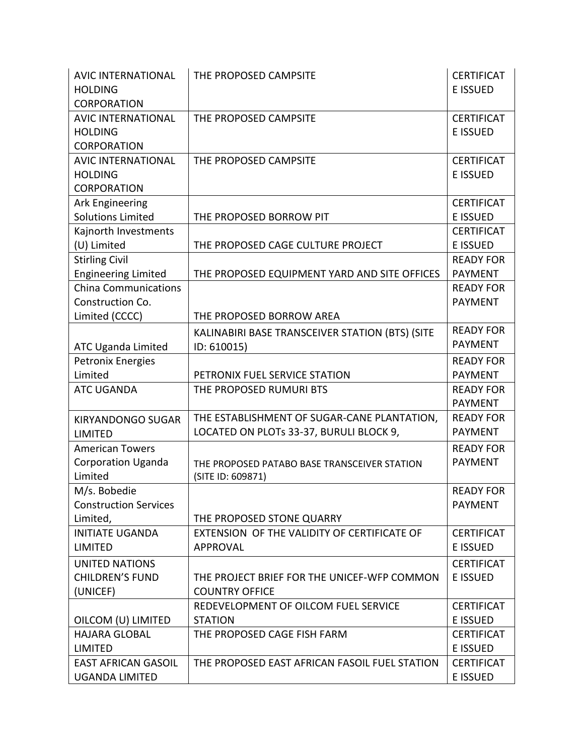| | | |
|---|---|---|
| AVIC INTERNATIONAL HOLDING CORPORATION | THE PROPOSED CAMPSITE | CERTIFICATE ISSUED |
| AVIC INTERNATIONAL HOLDING CORPORATION | THE PROPOSED CAMPSITE | CERTIFICATE ISSUED |
| AVIC INTERNATIONAL HOLDING CORPORATION | THE PROPOSED CAMPSITE | CERTIFICATE ISSUED |
| Ark Engineering Solutions Limited | THE PROPOSED BORROW PIT | CERTIFICATE ISSUED |
| Kajnorth Investments (U) Limited | THE PROPOSED CAGE CULTURE PROJECT | CERTIFICATE ISSUED |
| Stirling Civil Engineering Limited | THE PROPOSED EQUIPMENT YARD AND SITE OFFICES | READY FOR PAYMENT |
| China Communications Construction Co. Limited (CCCC) | THE PROPOSED BORROW AREA | READY FOR PAYMENT |
| ATC Uganda Limited | KALINABIRI BASE TRANSCEIVER STATION (BTS) (SITE ID: 610015) | READY FOR PAYMENT |
| Petronix Energies Limited | PETRONIX FUEL SERVICE STATION | READY FOR PAYMENT |
| ATC UGANDA | THE PROPOSED RUMURI BTS | READY FOR PAYMENT |
| KIRYANDONGO SUGAR LIMITED | THE ESTABLISHMENT OF SUGAR-CANE PLANTATION, LOCATED ON PLOTs 33-37, BURULI BLOCK 9, | READY FOR PAYMENT |
| American Towers Corporation Uganda Limited | THE PROPOSED PATABO BASE TRANSCEIVER STATION (SITE ID: 609871) | READY FOR PAYMENT |
| M/s. Bobedie Construction Services Limited, | THE PROPOSED STONE QUARRY | READY FOR PAYMENT |
| INITIATE UGANDA LIMITED | EXTENSION OF THE VALIDITY OF CERTIFICATE OF APPROVAL | CERTIFICATE ISSUED |
| UNITED NATIONS CHILDREN'S FUND (UNICEF) | THE PROJECT BRIEF FOR THE UNICEF-WFP COMMON COUNTRY OFFICE | CERTIFICATE ISSUED |
| OILCOM (U) LIMITED | REDEVELOPMENT OF OILCOM FUEL SERVICE STATION | CERTIFICATE ISSUED |
| HAJARA GLOBAL LIMITED | THE PROPOSED CAGE FISH FARM | CERTIFICATE ISSUED |
| EAST AFRICAN GASOIL UGANDA LIMITED | THE PROPOSED EAST AFRICAN FASOIL FUEL STATION | CERTIFICATE ISSUED |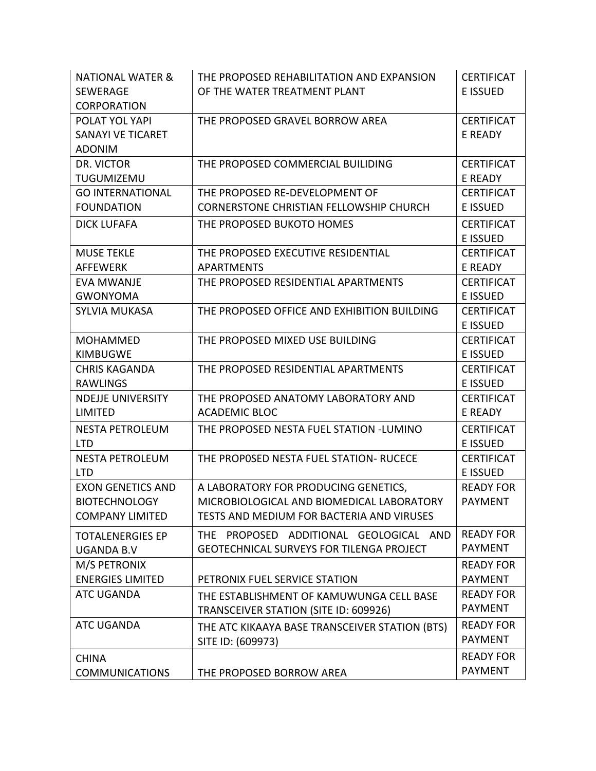| | | |
|---|---|---|
| NATIONAL WATER & SEWERAGE CORPORATION | THE PROPOSED REHABILITATION AND EXPANSION OF THE WATER TREATMENT PLANT | CERTIFICATE ISSUED |
| POLAT YOL YAPI SANAYI VE TICARET ADONIM | THE PROPOSED GRAVEL BORROW AREA | CERTIFICATE READY |
| DR. VICTOR TUGUMIZEMU | THE PROPOSED COMMERCIAL BUILIDING | CERTIFICATE READY |
| GO INTERNATIONAL FOUNDATION | THE PROPOSED RE-DEVELOPMENT OF CORNERSTONE CHRISTIAN FELLOWSHIP CHURCH | CERTIFICATE ISSUED |
| DICK LUFAFA | THE PROPOSED BUKOTO HOMES | CERTIFICATE ISSUED |
| MUSE TEKLE AFFEWERK | THE PROPOSED EXECUTIVE RESIDENTIAL APARTMENTS | CERTIFICATE READY |
| EVA MWANJE GWONYOMA | THE PROPOSED RESIDENTIAL APARTMENTS | CERTIFICATE ISSUED |
| SYLVIA MUKASA | THE PROPOSED OFFICE AND EXHIBITION BUILDING | CERTIFICATE ISSUED |
| MOHAMMED KIMBUGWE | THE PROPOSED MIXED USE BUILDING | CERTIFICATE ISSUED |
| CHRIS KAGANDA RAWLINGS | THE PROPOSED RESIDENTIAL APARTMENTS | CERTIFICATE ISSUED |
| NDEJJE UNIVERSITY LIMITED | THE PROPOSED ANATOMY LABORATORY AND ACADEMIC BLOC | CERTIFICATE READY |
| NESTA PETROLEUM LTD | THE PROPOSED NESTA FUEL STATION -LUMINO | CERTIFICATE ISSUED |
| NESTA PETROLEUM LTD | THE PROP0SED NESTA FUEL STATION- RUCECE | CERTIFICATE ISSUED |
| EXON GENETICS AND BIOTECHNOLOGY COMPANY LIMITED | A LABORATORY FOR PRODUCING GENETICS, MICROBIOLOGICAL AND BIOMEDICAL LABORATORY TESTS AND MEDIUM FOR BACTERIA AND VIRUSES | READY FOR PAYMENT |
| TOTALENERGIES EP UGANDA B.V | THE PROPOSED ADDITIONAL GEOLOGICAL AND GEOTECHNICAL SURVEYS FOR TILENGA PROJECT | READY FOR PAYMENT |
| M/S PETRONIX ENERGIES LIMITED | PETRONIX FUEL SERVICE STATION | READY FOR PAYMENT |
| ATC UGANDA | THE ESTABLISHMENT OF KAMUWUNGA CELL BASE TRANSCEIVER STATION (SITE ID: 609926) | READY FOR PAYMENT |
| ATC UGANDA | THE ATC KIKAAYA BASE TRANSCEIVER STATION (BTS) SITE ID: (609973) | READY FOR PAYMENT |
| CHINA COMMUNICATIONS | THE PROPOSED BORROW AREA | READY FOR PAYMENT |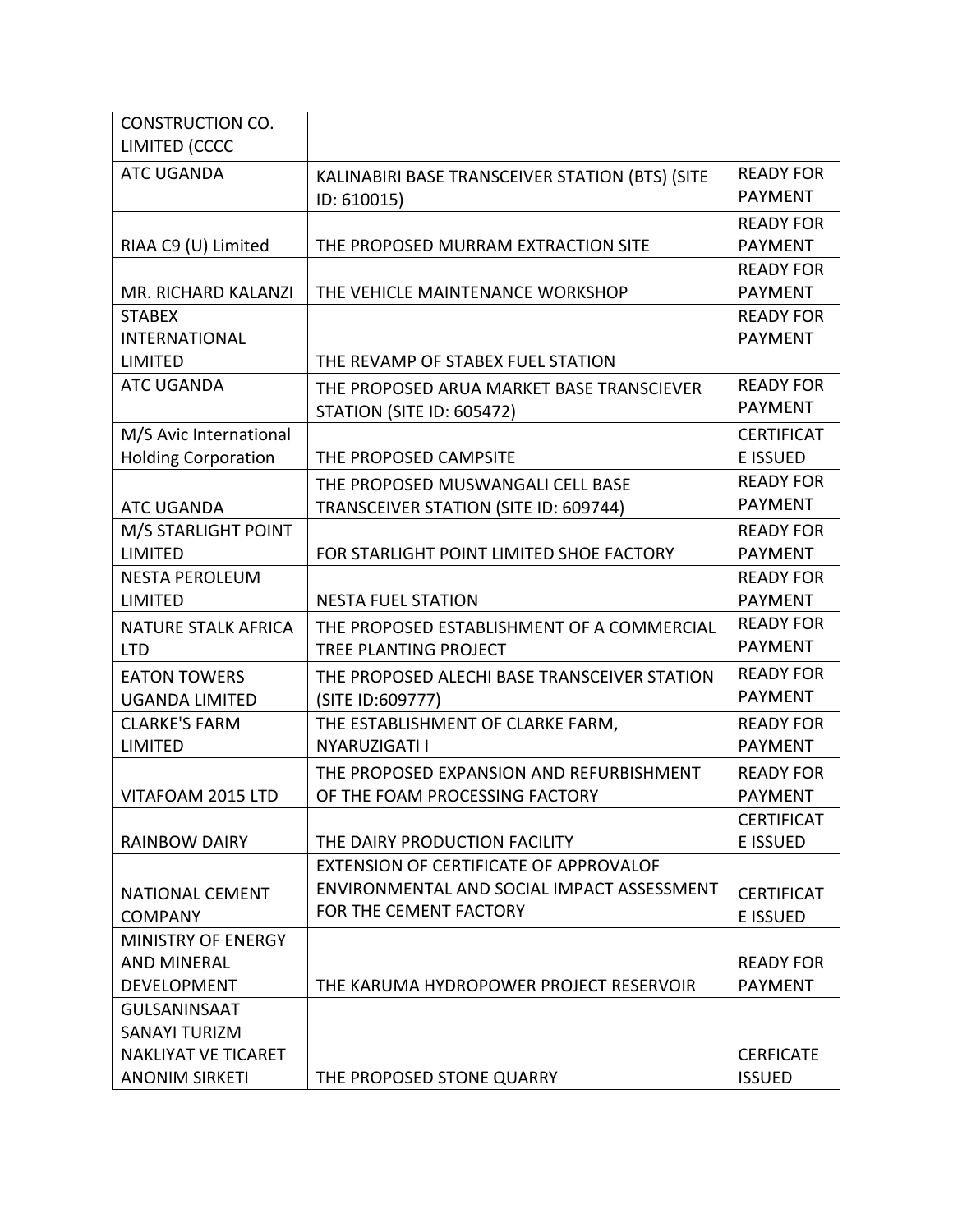| | | |
|---|---|---|
| CONSTRUCTION CO. LIMITED (CCCC | | |
| ATC UGANDA | KALINABIRI BASE TRANSCEIVER STATION (BTS) (SITE ID: 610015) | READY FOR PAYMENT |
| RIAA C9 (U) Limited | THE PROPOSED MURRAM EXTRACTION SITE | READY FOR PAYMENT |
| MR. RICHARD KALANZI | THE VEHICLE MAINTENANCE WORKSHOP | READY FOR PAYMENT |
| STABEX INTERNATIONAL LIMITED | THE REVAMP OF STABEX FUEL STATION | READY FOR PAYMENT |
| ATC UGANDA | THE PROPOSED ARUA MARKET BASE TRANSCIEVER STATION (SITE ID: 605472) | READY FOR PAYMENT |
| M/S Avic International Holding Corporation | THE PROPOSED CAMPSITE | CERTIFICATE ISSUED |
| ATC UGANDA | THE PROPOSED MUSWANGALI CELL BASE TRANSCEIVER STATION (SITE ID: 609744) | READY FOR PAYMENT |
| M/S STARLIGHT POINT LIMITED | FOR STARLIGHT POINT LIMITED SHOE FACTORY | READY FOR PAYMENT |
| NESTA PEROLEUM LIMITED | NESTA FUEL STATION | READY FOR PAYMENT |
| NATURE STALK AFRICA LTD | THE PROPOSED ESTABLISHMENT OF A COMMERCIAL TREE PLANTING PROJECT | READY FOR PAYMENT |
| EATON TOWERS UGANDA LIMITED | THE PROPOSED ALECHI BASE TRANSCEIVER STATION (SITE ID:609777) | READY FOR PAYMENT |
| CLARKE'S FARM LIMITED | THE ESTABLISHMENT OF CLARKE FARM, NYARUZIGATI I | READY FOR PAYMENT |
| VITAFOAM 2015 LTD | THE PROPOSED EXPANSION AND REFURBISHMENT OF THE FOAM PROCESSING FACTORY | READY FOR PAYMENT |
| RAINBOW DAIRY | THE DAIRY PRODUCTION FACILITY | CERTIFICATE ISSUED |
| NATIONAL CEMENT COMPANY | EXTENSION OF CERTIFICATE OF APPROVALOF ENVIRONMENTAL AND SOCIAL IMPACT ASSESSMENT FOR THE CEMENT FACTORY | CERTIFICATE ISSUED |
| MINISTRY OF ENERGY AND MINERAL DEVELOPMENT | THE KARUMA HYDROPOWER PROJECT RESERVOIR | READY FOR PAYMENT |
| GULSANINSAAT SANAYI TURIZM NAKLIYAT VE TICARET ANONIM SIRKETI | THE PROPOSED STONE QUARRY | CERFICATE ISSUED |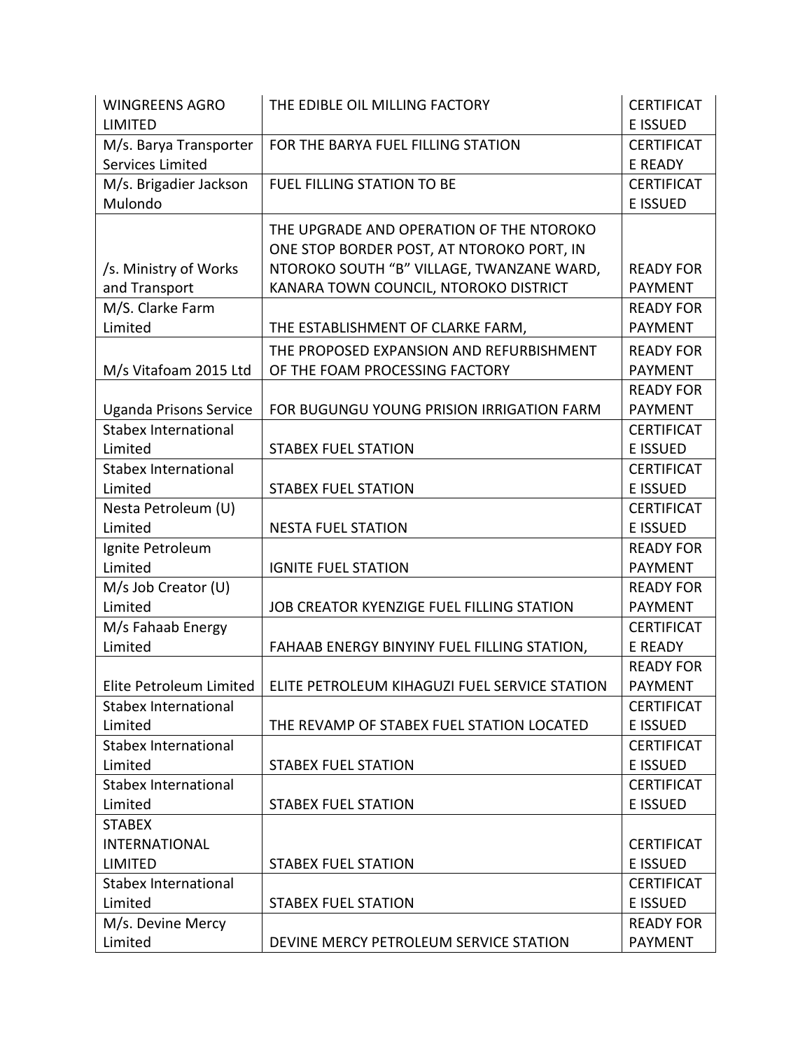| WINGREENS AGRO LIMITED | THE EDIBLE OIL MILLING FACTORY | CERTIFICATE ISSUED |
|---|---|---|
| M/s. Barya Transporter Services Limited | FOR THE BARYA FUEL FILLING STATION | CERTIFICATE READY |
| M/s. Brigadier Jackson Mulondo | FUEL FILLING STATION TO BE | CERTIFICATE ISSUED |
| /s. Ministry of Works and Transport | THE UPGRADE AND OPERATION OF THE NTOROKO ONE STOP BORDER POST, AT NTOROKO PORT, IN NTOROKO SOUTH "B" VILLAGE, TWANZANE WARD, KANARA TOWN COUNCIL, NTOROKO DISTRICT | READY FOR PAYMENT |
| M/S. Clarke Farm Limited | THE ESTABLISHMENT OF CLARKE FARM, | READY FOR PAYMENT |
| M/s Vitafoam 2015 Ltd | THE PROPOSED EXPANSION AND REFURBISHMENT OF THE FOAM PROCESSING FACTORY | READY FOR PAYMENT |
| Uganda Prisons Service | FOR BUGUNGU YOUNG PRISION IRRIGATION FARM | READY FOR PAYMENT |
| Stabex International Limited | STABEX FUEL STATION | CERTIFICATE ISSUED |
| Stabex International Limited | STABEX FUEL STATION | CERTIFICATE ISSUED |
| Nesta Petroleum (U) Limited | NESTA FUEL STATION | CERTIFICATE ISSUED |
| Ignite Petroleum Limited | IGNITE FUEL STATION | READY FOR PAYMENT |
| M/s Job Creator (U) Limited | JOB CREATOR KYENZIGE FUEL FILLING STATION | READY FOR PAYMENT |
| M/s Fahaab Energy Limited | FAHAAB ENERGY BINYINY FUEL FILLING STATION, | CERTIFICATE READY |
| Elite Petroleum Limited | ELITE PETROLEUM KIHAGUZI FUEL SERVICE STATION | READY FOR PAYMENT |
| Stabex International Limited | THE REVAMP OF STABEX FUEL STATION LOCATED | CERTIFICATE ISSUED |
| Stabex International Limited | STABEX FUEL STATION | CERTIFICATE ISSUED |
| Stabex International Limited | STABEX FUEL STATION | CERTIFICATE ISSUED |
| STABEX INTERNATIONAL LIMITED | STABEX FUEL STATION | CERTIFICATE ISSUED |
| Stabex International Limited | STABEX FUEL STATION | CERTIFICATE ISSUED |
| M/s. Devine Mercy Limited | DEVINE MERCY PETROLEUM SERVICE STATION | READY FOR PAYMENT |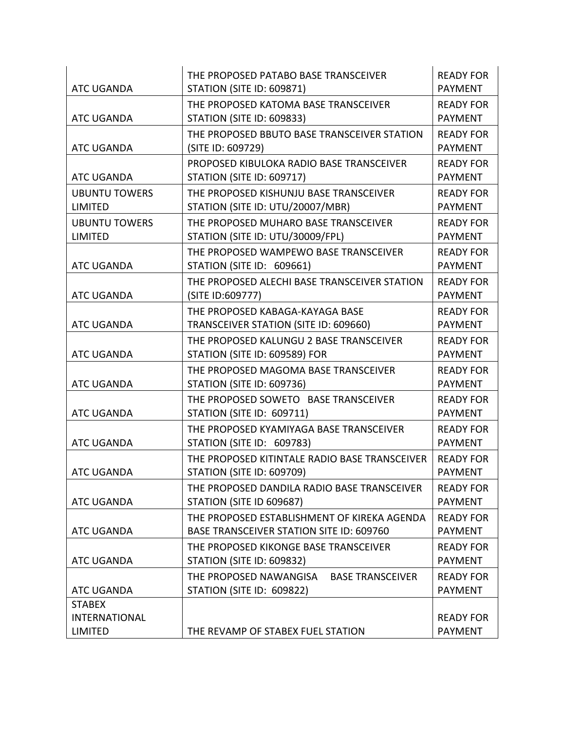| | | |
|---|---|---|
| ATC UGANDA | THE PROPOSED PATABO BASE TRANSCEIVER STATION (SITE ID: 609871) | READY FOR PAYMENT |
| ATC UGANDA | THE PROPOSED KATOMA BASE TRANSCEIVER STATION (SITE ID: 609833) | READY FOR PAYMENT |
| ATC UGANDA | THE PROPOSED BBUTO BASE TRANSCEIVER STATION (SITE ID: 609729) | READY FOR PAYMENT |
| ATC UGANDA | PROPOSED KIBULOKA RADIO BASE TRANSCEIVER STATION (SITE ID: 609717) | READY FOR PAYMENT |
| UBUNTU TOWERS LIMITED | THE PROPOSED KISHUNJU BASE TRANSCEIVER STATION (SITE ID: UTU/20007/MBR) | READY FOR PAYMENT |
| UBUNTU TOWERS LIMITED | THE PROPOSED MUHARO BASE TRANSCEIVER STATION (SITE ID: UTU/30009/FPL) | READY FOR PAYMENT |
| ATC UGANDA | THE PROPOSED WAMPEWO BASE TRANSCEIVER STATION (SITE ID: 609661) | READY FOR PAYMENT |
| ATC UGANDA | THE PROPOSED ALECHI BASE TRANSCEIVER STATION (SITE ID:609777) | READY FOR PAYMENT |
| ATC UGANDA | THE PROPOSED KABAGA-KAYAGA BASE TRANSCEIVER STATION (SITE ID: 609660) | READY FOR PAYMENT |
| ATC UGANDA | THE PROPOSED KALUNGU 2 BASE TRANSCEIVER STATION (SITE ID: 609589) FOR | READY FOR PAYMENT |
| ATC UGANDA | THE PROPOSED MAGOMA BASE TRANSCEIVER STATION (SITE ID: 609736) | READY FOR PAYMENT |
| ATC UGANDA | THE PROPOSED SOWETO BASE TRANSCEIVER STATION (SITE ID: 609711) | READY FOR PAYMENT |
| ATC UGANDA | THE PROPOSED KYAMIYAGA BASE TRANSCEIVER STATION (SITE ID: 609783) | READY FOR PAYMENT |
| ATC UGANDA | THE PROPOSED KITINTALE RADIO BASE TRANSCEIVER STATION (SITE ID: 609709) | READY FOR PAYMENT |
| ATC UGANDA | THE PROPOSED DANDILA RADIO BASE TRANSCEIVER STATION (SITE ID 609687) | READY FOR PAYMENT |
| ATC UGANDA | THE PROPOSED ESTABLISHMENT OF KIREKA AGENDA BASE TRANSCEIVER STATION SITE ID: 609760 | READY FOR PAYMENT |
| ATC UGANDA | THE PROPOSED KIKONGE BASE TRANSCEIVER STATION (SITE ID: 609832) | READY FOR PAYMENT |
| ATC UGANDA | THE PROPOSED NAWANGISA BASE TRANSCEIVER STATION (SITE ID: 609822) | READY FOR PAYMENT |
| STABEX INTERNATIONAL LIMITED | THE REVAMP OF STABEX FUEL STATION | READY FOR PAYMENT |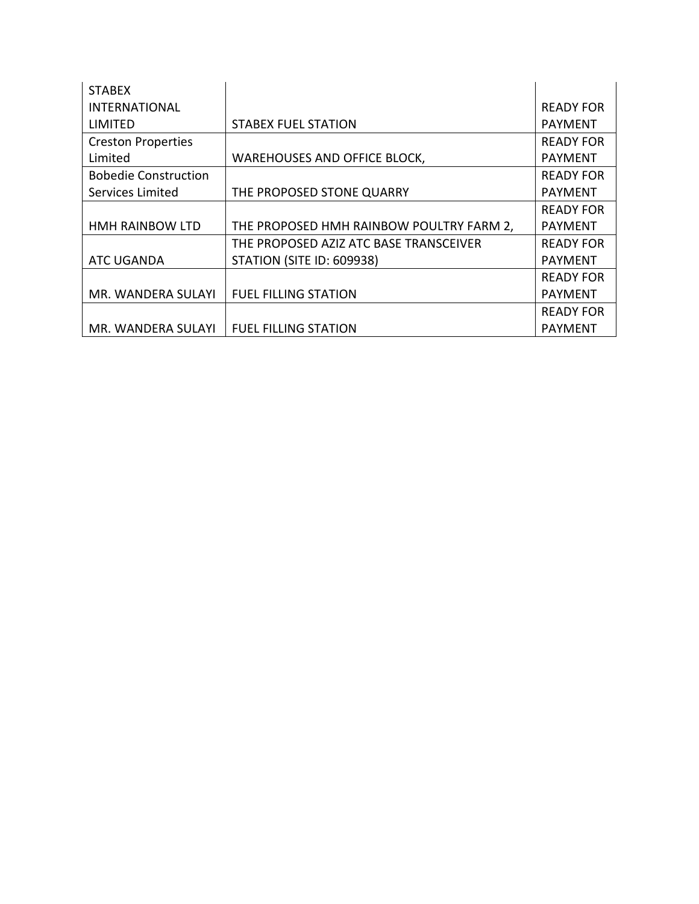| | | |
|---|---|---|
| STABEX INTERNATIONAL LIMITED | STABEX FUEL STATION | READY FOR PAYMENT |
| Creston Properties Limited | WAREHOUSES AND OFFICE BLOCK, | READY FOR PAYMENT |
| Bobedie Construction Services Limited | THE PROPOSED STONE QUARRY | READY FOR PAYMENT |
| HMH RAINBOW LTD | THE PROPOSED HMH RAINBOW POULTRY FARM 2, | READY FOR PAYMENT |
| ATC UGANDA | THE PROPOSED AZIZ ATC BASE TRANSCEIVER STATION (SITE ID: 609938) | READY FOR PAYMENT |
| MR. WANDERA SULAYI | FUEL FILLING STATION | READY FOR PAYMENT |
| MR. WANDERA SULAYI | FUEL FILLING STATION | READY FOR PAYMENT |